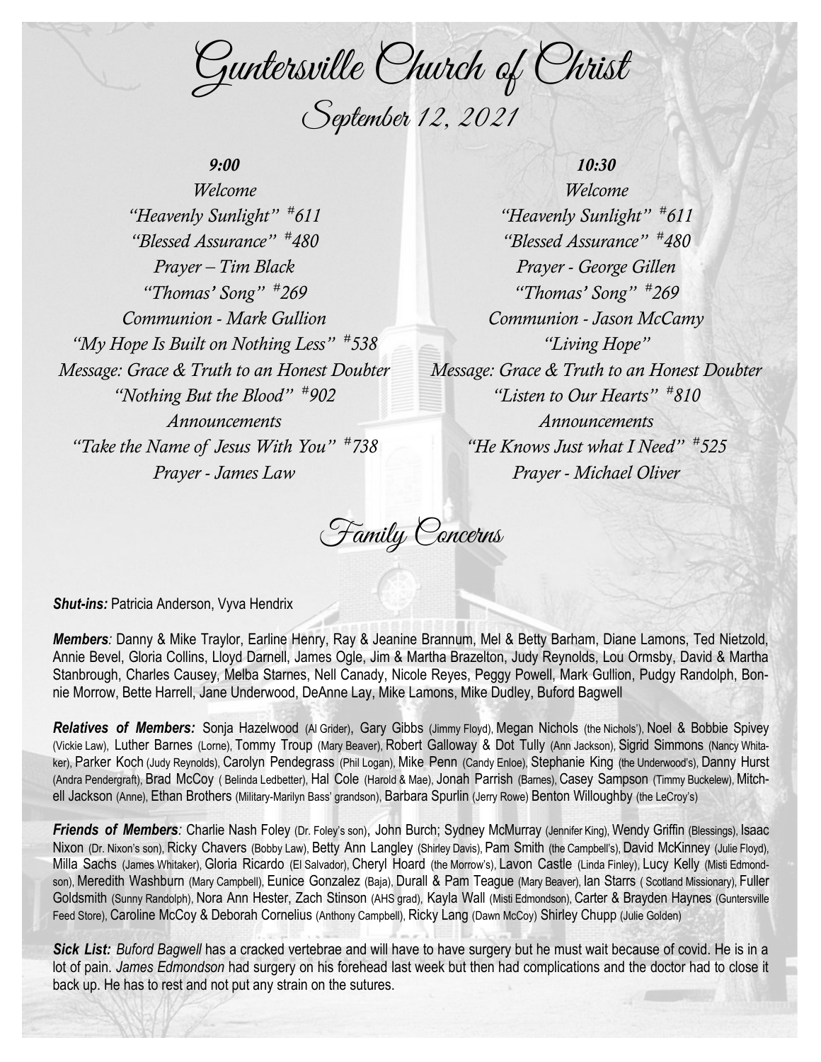# Guntersville Church of Christ

## September 12, 2021

***9:00***

*Welcome*
*"Heavenly Sunlight" #611*
*"Blessed Assurance" #480*
*Prayer – Tim Black*
*"Thomas' Song" #269*
*Communion - Mark Gullion*
*"My Hope Is Built on Nothing Less" #538*
*Message: Grace & Truth to an Honest Doubter*
*"Nothing But the Blood" #902*
*Announcements*
*"Take the Name of Jesus With You" #738*
*Prayer - James Law*

***10:30***

*Welcome*
*"Heavenly Sunlight" #611*
*"Blessed Assurance" #480*
*Prayer - George Gillen*
*"Thomas' Song" #269*
*Communion - Jason McCamy*
*"Living Hope"*
*Message: Grace & Truth to an Honest Doubter*
*"Listen to Our Hearts" #810*
*Announcements*
*"He Knows Just what I Need" #525*
*Prayer - Michael Oliver*

## Family Concerns

***Shut-ins:*** Patricia Anderson, Vyva Hendrix

***Members****:* Danny & Mike Traylor, Earline Henry, Ray & Jeanine Brannum, Mel & Betty Barham, Diane Lamons, Ted Nietzold, Annie Bevel, Gloria Collins, Lloyd Darnell, James Ogle, Jim & Martha Brazelton, Judy Reynolds, Lou Ormsby, David & Martha Stanbrough, Charles Causey, Melba Starnes, Nell Canady, Nicole Reyes, Peggy Powell, Mark Gullion, Pudgy Randolph, Bonnie Morrow, Bette Harrell, Jane Underwood, DeAnne Lay, Mike Lamons, Mike Dudley, Buford Bagwell

***Relatives of Members:*** Sonja Hazelwood (Al Grider), Gary Gibbs (Jimmy Floyd), Megan Nichols (the Nichols'), Noel & Bobbie Spivey (Vickie Law), Luther Barnes (Lorne), Tommy Troup (Mary Beaver), Robert Galloway & Dot Tully (Ann Jackson), Sigrid Simmons (Nancy Whitaker), Parker Koch (Judy Reynolds), Carolyn Pendegrass (Phil Logan), Mike Penn (Candy Enloe), Stephanie King (the Underwood's), Danny Hurst (Andra Pendergraft), Brad McCoy ( Belinda Ledbetter), Hal Cole (Harold & Mae), Jonah Parrish (Barnes), Casey Sampson (Timmy Buckelew), Mitchell Jackson (Anne), Ethan Brothers (Military-Marilyn Bass' grandson), Barbara Spurlin (Jerry Rowe) Benton Willoughby (the LeCroy's)

***Friends of Members****:* Charlie Nash Foley (Dr. Foley's son), John Burch; Sydney McMurray (Jennifer King), Wendy Griffin (Blessings), Isaac Nixon (Dr. Nixon's son), Ricky Chavers (Bobby Law), Betty Ann Langley (Shirley Davis), Pam Smith (the Campbell's), David McKinney (Julie Floyd), Milla Sachs (James Whitaker), Gloria Ricardo (El Salvador), Cheryl Hoard (the Morrow's), Lavon Castle (Linda Finley), Lucy Kelly (Misti Edmondson), Meredith Washburn (Mary Campbell), Eunice Gonzalez (Baja), Durall & Pam Teague (Mary Beaver), Ian Starrs ( Scotland Missionary), Fuller Goldsmith (Sunny Randolph), Nora Ann Hester, Zach Stinson (AHS grad), Kayla Wall (Misti Edmondson), Carter & Brayden Haynes (Guntersville Feed Store), Caroline McCoy & Deborah Cornelius (Anthony Campbell), Ricky Lang (Dawn McCoy) Shirley Chupp (Julie Golden)

***Sick List:*** *Buford Bagwell* has a cracked vertebrae and will have to have surgery but he must wait because of covid. He is in a lot of pain. *James Edmondson* had surgery on his forehead last week but then had complications and the doctor had to close it back up. He has to rest and not put any strain on the sutures.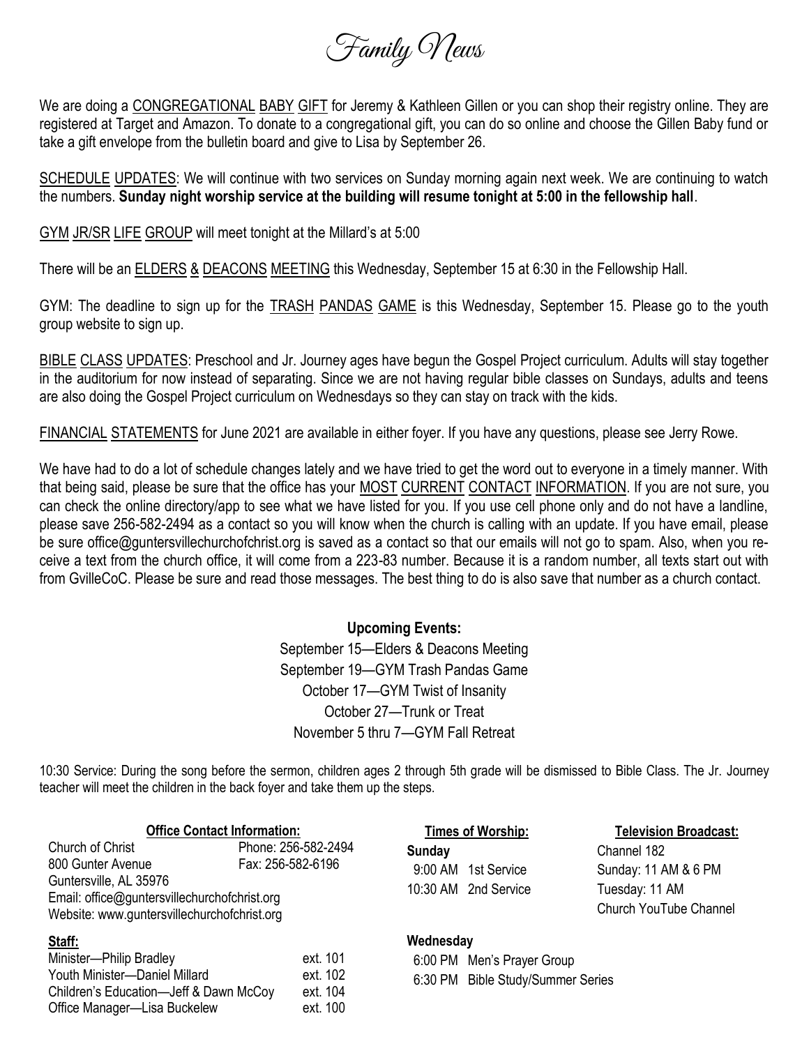# Family News

We are doing a CONGREGATIONAL BABY GIFT for Jeremy & Kathleen Gillen or you can shop their registry online. They are registered at Target and Amazon. To donate to a congregational gift, you can do so online and choose the Gillen Baby fund or take a gift envelope from the bulletin board and give to Lisa by September 26.

SCHEDULE UPDATES: We will continue with two services on Sunday morning again next week. We are continuing to watch the numbers. **Sunday night worship service at the building will resume tonight at 5:00 in the fellowship hall**.

GYM JR/SR LIFE GROUP will meet tonight at the Millard's at 5:00

There will be an ELDERS & DEACONS MEETING this Wednesday, September 15 at 6:30 in the Fellowship Hall.

GYM: The deadline to sign up for the TRASH PANDAS GAME is this Wednesday, September 15. Please go to the youth group website to sign up.

BIBLE CLASS UPDATES: Preschool and Jr. Journey ages have begun the Gospel Project curriculum. Adults will stay together in the auditorium for now instead of separating. Since we are not having regular bible classes on Sundays, adults and teens are also doing the Gospel Project curriculum on Wednesdays so they can stay on track with the kids.

FINANCIAL STATEMENTS for June 2021 are available in either foyer. If you have any questions, please see Jerry Rowe.

We have had to do a lot of schedule changes lately and we have tried to get the word out to everyone in a timely manner. With that being said, please be sure that the office has your MOST CURRENT CONTACT INFORMATION. If you are not sure, you can check the online directory/app to see what we have listed for you. If you use cell phone only and do not have a landline, please save 256-582-2494 as a contact so you will know when the church is calling with an update. If you have email, please be sure office@guntersvillechurchofchrist.org is saved as a contact so that our emails will not go to spam. Also, when you receive a text from the church office, it will come from a 223-83 number. Because it is a random number, all texts start out with from GvilleCoC. Please be sure and read those messages. The best thing to do is also save that number as a church contact.

**Upcoming Events:**

September 15—Elders & Deacons Meeting
September 19—GYM Trash Pandas Game
October 17—GYM Twist of Insanity
October 27—Trunk or Treat
November 5 thru 7—GYM Fall Retreat

10:30 Service: During the song before the sermon, children ages 2 through 5th grade will be dismissed to Bible Class. The Jr. Journey teacher will meet the children in the back foyer and take them up the steps.

**Office Contact Information:**

Church of Christ — Phone: 256-582-2494
800 Gunter Avenue — Fax: 256-582-6196
Guntersville, AL 35976
Email: office@guntersvillechurchofchrist.org
Website: www.guntersvillechurchofchrist.org

**Staff:**

| | |
|---|---|
| Minister—Philip Bradley | ext. 101 |
| Youth Minister—Daniel Millard | ext. 102 |
| Children's Education—Jeff & Dawn McCoy | ext. 104 |
| Office Manager—Lisa Buckelew | ext. 100 |

**Times of Worship:**

**Sunday**
9:00 AM 1st Service
10:30 AM 2nd Service

**Wednesday**
6:00 PM Men's Prayer Group
6:30 PM Bible Study/Summer Series

**Television Broadcast:**

Channel 182
Sunday: 11 AM & 6 PM
Tuesday: 11 AM
Church YouTube Channel